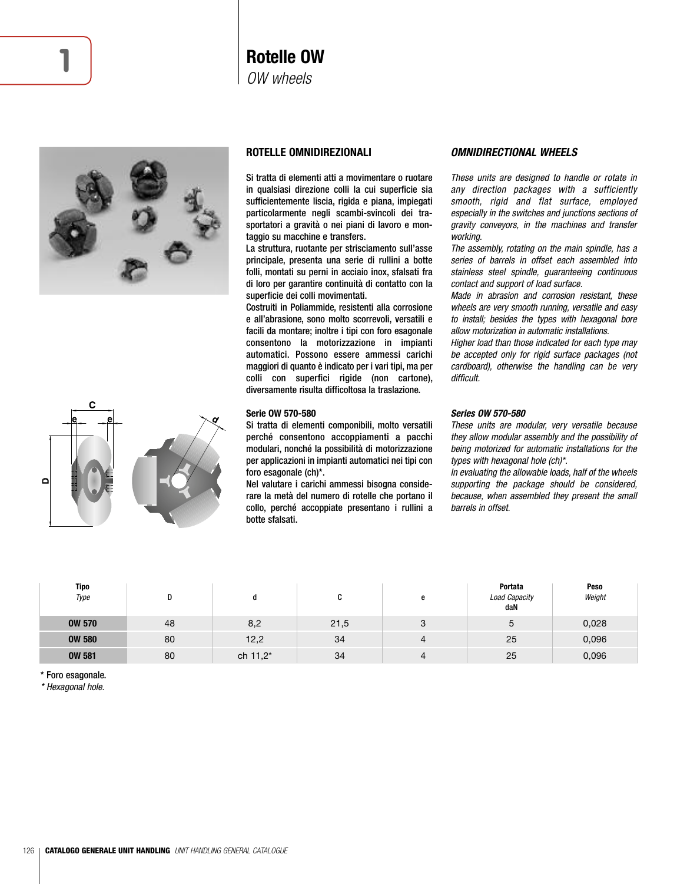# Rotelle OW

*OW wheels*

## ROTELLE OMNIDIREZIONALI

Si tratta di elementi atti a movimentare o ruotare in qualsiasi direzione colli la cui superficie sia sufficientemente liscia, rigida e piana, impiegati particolarmente negli scambi-svincoli dei trasportatori a gravità o nei piani di lavoro e montaggio su macchine e transfers.
La struttura, ruotante per strisciamento sull'asse principale, presenta una serie di rullini a botte folli, montati su perni in acciaio inox, sfalsati fra di loro per garantire continuità di contatto con la superficie dei colli movimentati.
Costruiti in Poliammide, resistenti alla corrosione e all'abrasione, sono molto scorrevoli, versatili e facili da montare; inoltre i tipi con foro esagonale consentono la motorizzazione in impianti automatici. Possono essere ammessi carichi maggiori di quanto è indicato per i vari tipi, ma per colli con superfici rigide (non cartone), diversamente risulta difficoltosa la traslazione.

### Serie OW 570-580

Si tratta di elementi componibili, molto versatili perché consentono accoppiamenti a pacchi modulari, nonché la possibilità di motorizzazione per applicazioni in impianti automatici nei tipi con foro esagonale (ch)*.
Nel valutare i carichi ammessi bisogna considerare la metà del numero di rotelle che portano il collo, perché accoppiate presentano i rullini a botte sfalsati.

## *OMNIDIRECTIONAL WHEELS*

*These units are designed to handle or rotate in any direction packages with a sufficiently smooth, rigid and flat surface, employed especially in the switches and junctions sections of gravity conveyors, in the machines and transfer working.*
*The assembly, rotating on the main spindle, has a series of barrels in offset each assembled into stainless steel spindle, guaranteeing continuous contact and support of load surface.*
*Made in abrasion and corrosion resistant, these wheels are very smooth running, versatile and easy to install; besides the types with hexagonal bore allow motorization in automatic installations.*
*Higher load than those indicated for each type may be accepted only for rigid surface packages (not cardboard), otherwise the handling can be very difficult.*

### *Series OW 570-580*

*These units are modular, very versatile because they allow modular assembly and the possibility of being motorized for automatic installations for the types with hexagonal hole (ch)*.*
*In evaluating the allowable loads, half of the wheels supporting the package should be considered, because, when assembled they present the small barrels in offset.*

| Tipo *Type* | D | d | C | e | Portata *Load Capacity* daN | Peso *Weight* |
|---|---|---|---|---|---|---|
| **OW 570** | 48 | 8,2 | 21,5 | 3 | 5 | 0,028 |
| **OW 580** | 80 | 12,2 | 34 | 4 | 25 | 0,096 |
| **OW 581** | 80 | ch 11,2* | 34 | 4 | 25 | 0,096 |

\* Foro esagonale.
*\* Hexagonal hole.*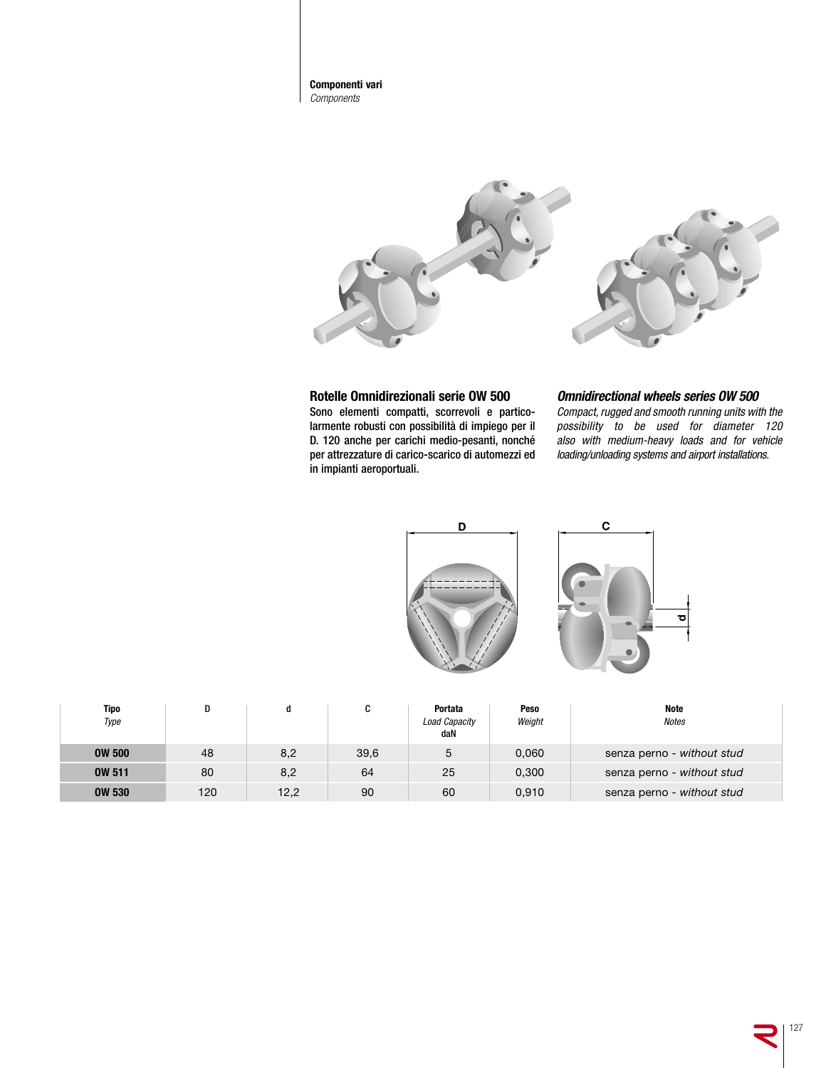## Rotelle Omnidirezionali serie OW 500

Sono elementi compatti, scorrevoli e particolarmente robusti con possibilità di impiego per il D. 120 anche per carichi medio-pesanti, nonché per attrezzature di carico-scarico di automezzi ed in impianti aeroportuali.

## *Omnidirectional wheels series OW 500*

*Compact, rugged and smooth running units with the possibility to be used for diameter 120 also with medium-heavy loads and for vehicle loading/unloading systems and airport installations.*

D

C

d

| Tipo *Type* | D | d | C | Portata *Load Capacity* daN | Peso *Weight* | Note *Notes* |
|---|---|---|---|---|---|---|
| **OW 500** | 48 | 8,2 | 39,6 | 5 | 0,060 | senza perno - *without stud* |
| **OW 511** | 80 | 8,2 | 64 | 25 | 0,300 | senza perno - *without stud* |
| **OW 530** | 120 | 12,2 | 90 | 60 | 0,910 | senza perno - *without stud* |